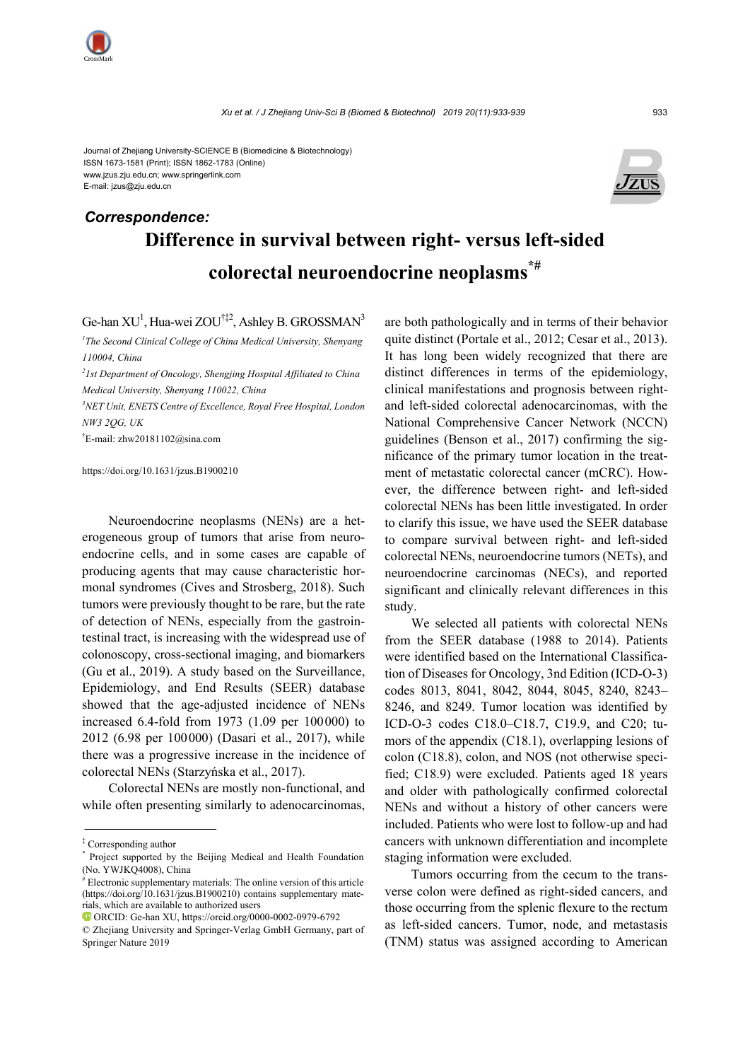Journal of Zhejiang University-SCIENCE B (Biomedicine & Biotechnology)
ISSN 1673-1581 (Print); ISSN 1862-1783 (Online)
www.jzus.zju.edu.cn; www.springerlink.com
E-mail: jzus@zju.edu.cn

***Correspondence:***

# Difference in survival between right- versus left-sided colorectal neuroendocrine neoplasms[*#]

Ge-han XU[1], Hua-wei ZOU[†‡2], Ashley B. GROSSMAN[3]

*[1]The Second Clinical College of China Medical University, Shenyang 110004, China*

*[2]1st Department of Oncology, Shengjing Hospital Affiliated to China Medical University, Shenyang 110022, China*

*[3]NET Unit, ENETS Centre of Excellence, Royal Free Hospital, London NW3 2QG, UK*

[†]E-mail: zhw20181102@sina.com

https://doi.org/10.1631/jzus.B1900210

Neuroendocrine neoplasms (NENs) are a heterogeneous group of tumors that arise from neuroendocrine cells, and in some cases are capable of producing agents that may cause characteristic hormonal syndromes (Cives and Strosberg, 2018). Such tumors were previously thought to be rare, but the rate of detection of NENs, especially from the gastrointestinal tract, is increasing with the widespread use of colonoscopy, cross-sectional imaging, and biomarkers (Gu et al., 2019). A study based on the Surveillance, Epidemiology, and End Results (SEER) database showed that the age-adjusted incidence of NENs increased 6.4-fold from 1973 (1.09 per 100 000) to 2012 (6.98 per 100 000) (Dasari et al., 2017), while there was a progressive increase in the incidence of colorectal NENs (Starzyńska et al., 2017).

Colorectal NENs are mostly non-functional, and while often presenting similarly to adenocarcinomas, are both pathologically and in terms of their behavior quite distinct (Portale et al., 2012; Cesar et al., 2013). It has long been widely recognized that there are distinct differences in terms of the epidemiology, clinical manifestations and prognosis between right- and left-sided colorectal adenocarcinomas, with the National Comprehensive Cancer Network (NCCN) guidelines (Benson et al., 2017) confirming the significance of the primary tumor location in the treatment of metastatic colorectal cancer (mCRC). However, the difference between right- and left-sided colorectal NENs has been little investigated. In order to clarify this issue, we have used the SEER database to compare survival between right- and left-sided colorectal NENs, neuroendocrine tumors (NETs), and neuroendocrine carcinomas (NECs), and reported significant and clinically relevant differences in this study.

We selected all patients with colorectal NENs from the SEER database (1988 to 2014). Patients were identified based on the International Classification of Diseases for Oncology, 3nd Edition (ICD-O-3) codes 8013, 8041, 8042, 8044, 8045, 8240, 8243–8246, and 8249. Tumor location was identified by ICD-O-3 codes C18.0–C18.7, C19.9, and C20; tumors of the appendix (C18.1), overlapping lesions of colon (C18.8), colon, and NOS (not otherwise specified; C18.9) were excluded. Patients aged 18 years and older with pathologically confirmed colorectal NENs and without a history of other cancers were included. Patients who were lost to follow-up and had cancers with unknown differentiation and incomplete staging information were excluded.

Tumors occurring from the cecum to the transverse colon were defined as right-sided cancers, and those occurring from the splenic flexure to the rectum as left-sided cancers. Tumor, node, and metastasis (TNM) status was assigned according to American

---

[‡] Corresponding author

[*] Project supported by the Beijing Medical and Health Foundation (No. YWJKQ4008), China

[#] Electronic supplementary materials: The online version of this article (https://doi.org/10.1631/jzus.B1900210) contains supplementary materials, which are available to authorized users

ORCID: Ge-han XU, https://orcid.org/0000-0002-0979-6792

© Zhejiang University and Springer-Verlag GmbH Germany, part of Springer Nature 2019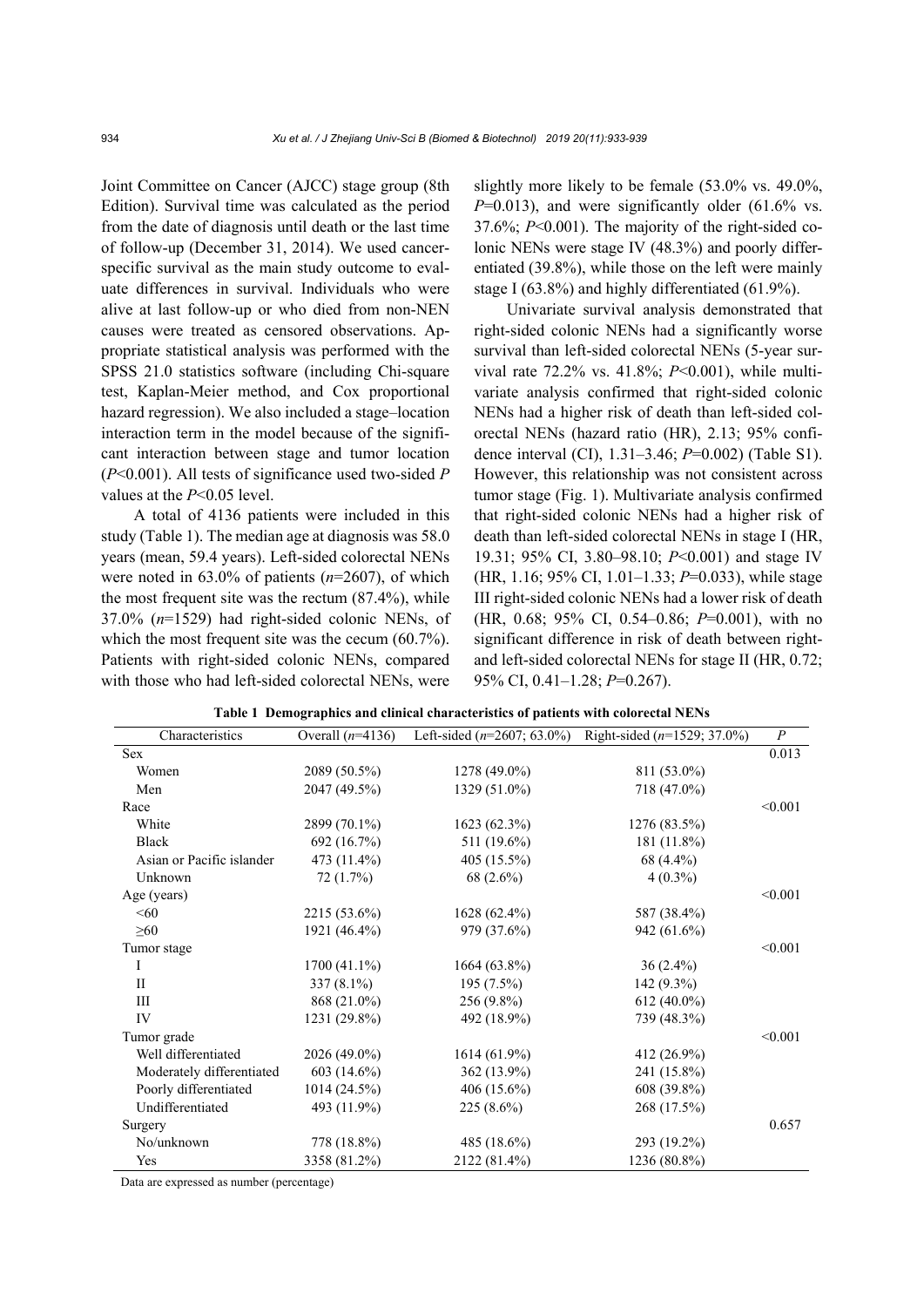Joint Committee on Cancer (AJCC) stage group (8th Edition). Survival time was calculated as the period from the date of diagnosis until death or the last time of follow-up (December 31, 2014). We used cancer-specific survival as the main study outcome to evaluate differences in survival. Individuals who were alive at last follow-up or who died from non-NEN causes were treated as censored observations. Appropriate statistical analysis was performed with the SPSS 21.0 statistics software (including Chi-square test, Kaplan-Meier method, and Cox proportional hazard regression). We also included a stage–location interaction term in the model because of the significant interaction between stage and tumor location ($P<0.001$). All tests of significance used two-sided $P$ values at the $P<0.05$ level.

A total of 4136 patients were included in this study (Table 1). The median age at diagnosis was 58.0 years (mean, 59.4 years). Left-sided colorectal NENs were noted in 63.0% of patients ($n$=2607), of which the most frequent site was the rectum (87.4%), while 37.0% ($n$=1529) had right-sided colonic NENs, of which the most frequent site was the cecum (60.7%). Patients with right-sided colonic NENs, compared with those who had left-sided colorectal NENs, were slightly more likely to be female (53.0% vs. 49.0%, $P$=0.013), and were significantly older (61.6% vs. 37.6%; $P<0.001$). The majority of the right-sided colonic NENs were stage IV (48.3%) and poorly differentiated (39.8%), while those on the left were mainly stage I (63.8%) and highly differentiated (61.9%).

Univariate survival analysis demonstrated that right-sided colonic NENs had a significantly worse survival than left-sided colorectal NENs (5-year survival rate 72.2% vs. 41.8%; $P<0.001$), while multivariate analysis confirmed that right-sided colonic NENs had a higher risk of death than left-sided colorectal NENs (hazard ratio (HR), 2.13; 95% confidence interval (CI), 1.31–3.46; $P$=0.002) (Table S1). However, this relationship was not consistent across tumor stage (Fig. 1). Multivariate analysis confirmed that right-sided colonic NENs had a higher risk of death than left-sided colorectal NENs in stage I (HR, 19.31; 95% CI, 3.80–98.10; $P<0.001$) and stage IV (HR, 1.16; 95% CI, 1.01–1.33; $P$=0.033), while stage III right-sided colonic NENs had a lower risk of death (HR, 0.68; 95% CI, 0.54–0.86; $P$=0.001), with no significant difference in risk of death between right- and left-sided colorectal NENs for stage II (HR, 0.72; 95% CI, 0.41–1.28; $P$=0.267).

**Table 1 Demographics and clinical characteristics of patients with colorectal NENs**

| Characteristics | Overall ($n$=4136) | Left-sided ($n$=2607; 63.0%) | Right-sided ($n$=1529; 37.0%) | $P$ |
|---|---|---|---|---|
| Sex | | | | 0.013 |
| Women | 2089 (50.5%) | 1278 (49.0%) | 811 (53.0%) | |
| Men | 2047 (49.5%) | 1329 (51.0%) | 718 (47.0%) | |
| Race | | | | <0.001 |
| White | 2899 (70.1%) | 1623 (62.3%) | 1276 (83.5%) | |
| Black | 692 (16.7%) | 511 (19.6%) | 181 (11.8%) | |
| Asian or Pacific islander | 473 (11.4%) | 405 (15.5%) | 68 (4.4%) | |
| Unknown | 72 (1.7%) | 68 (2.6%) | 4 (0.3%) | |
| Age (years) | | | | <0.001 |
| <60 | 2215 (53.6%) | 1628 (62.4%) | 587 (38.4%) | |
| ≥60 | 1921 (46.4%) | 979 (37.6%) | 942 (61.6%) | |
| Tumor stage | | | | <0.001 |
| I | 1700 (41.1%) | 1664 (63.8%) | 36 (2.4%) | |
| II | 337 (8.1%) | 195 (7.5%) | 142 (9.3%) | |
| III | 868 (21.0%) | 256 (9.8%) | 612 (40.0%) | |
| IV | 1231 (29.8%) | 492 (18.9%) | 739 (48.3%) | |
| Tumor grade | | | | <0.001 |
| Well differentiated | 2026 (49.0%) | 1614 (61.9%) | 412 (26.9%) | |
| Moderately differentiated | 603 (14.6%) | 362 (13.9%) | 241 (15.8%) | |
| Poorly differentiated | 1014 (24.5%) | 406 (15.6%) | 608 (39.8%) | |
| Undifferentiated | 493 (11.9%) | 225 (8.6%) | 268 (17.5%) | |
| Surgery | | | | 0.657 |
| No/unknown | 778 (18.8%) | 485 (18.6%) | 293 (19.2%) | |
| Yes | 3358 (81.2%) | 2122 (81.4%) | 1236 (80.8%) | |

Data are expressed as number (percentage)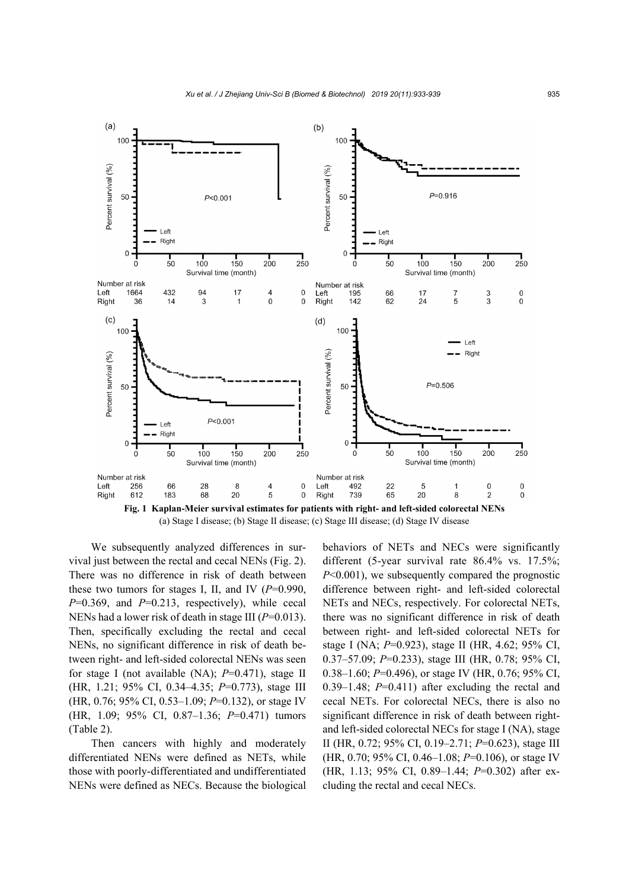**Fig. 1 Kaplan-Meier survival estimates for patients with right- and left-sided colorectal NENs**

(a) Stage I disease; (b) Stage II disease; (c) Stage III disease; (d) Stage IV disease

We subsequently analyzed differences in survival just between the rectal and cecal NENs (Fig. 2). There was no difference in risk of death between these two tumors for stages I, II, and IV ($P$=0.990, $P$=0.369, and $P$=0.213, respectively), while cecal NENs had a lower risk of death in stage III ($P$=0.013). Then, specifically excluding the rectal and cecal NENs, no significant difference in risk of death between right- and left-sided colorectal NENs was seen for stage I (not available (NA); $P$=0.471), stage II (HR, 1.21; 95% CI, 0.34–4.35; $P$=0.773), stage III (HR, 0.76; 95% CI, 0.53–1.09; $P$=0.132), or stage IV (HR, 1.09; 95% CI, 0.87–1.36; $P$=0.471) tumors (Table 2).

Then cancers with highly and moderately differentiated NENs were defined as NETs, while those with poorly-differentiated and undifferentiated NENs were defined as NECs. Because the biological behaviors of NETs and NECs were significantly different (5-year survival rate 86.4% vs. 17.5%; $P$<0.001), we subsequently compared the prognostic difference between right- and left-sided colorectal NETs and NECs, respectively. For colorectal NETs, there was no significant difference in risk of death between right- and left-sided colorectal NETs for stage I (NA; $P$=0.923), stage II (HR, 4.62; 95% CI, 0.37–57.09; $P$=0.233), stage III (HR, 0.78; 95% CI, 0.38–1.60; $P$=0.496), or stage IV (HR, 0.76; 95% CI, 0.39–1.48; $P$=0.411) after excluding the rectal and cecal NETs. For colorectal NECs, there is also no significant difference in risk of death between right- and left-sided colorectal NECs for stage I (NA), stage II (HR, 0.72; 95% CI, 0.19–2.71; $P$=0.623), stage III (HR, 0.70; 95% CI, 0.46–1.08; $P$=0.106), or stage IV (HR, 1.13; 95% CI, 0.89–1.44; $P$=0.302) after excluding the rectal and cecal NECs.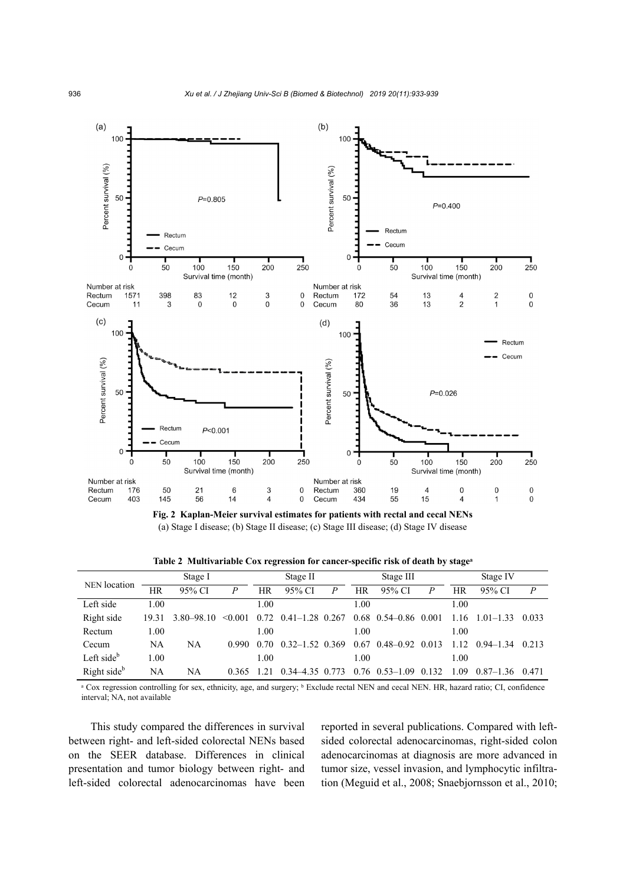Number at risk

| | 0 | 50 | 100 | 150 | 200 | 250 |
|---|---|---|---|---|---|---|
| Rectum | 1571 | 398 | 83 | 12 | 3 | 0 |
| Cecum | 11 | 3 | 0 | 0 | 0 | 0 |

Number at risk

| | 0 | 50 | 100 | 150 | 200 | 250 |
|---|---|---|---|---|---|---|
| Rectum | 172 | 54 | 13 | 4 | 2 | 0 |
| Cecum | 80 | 36 | 13 | 2 | 1 | 0 |

Number at risk

| | 0 | 50 | 100 | 150 | 200 | 250 |
|---|---|---|---|---|---|---|
| Rectum | 176 | 50 | 21 | 6 | 3 | 0 |
| Cecum | 403 | 145 | 56 | 14 | 4 | 0 |

Number at risk

| | 0 | 50 | 100 | 150 | 200 | 250 |
|---|---|---|---|---|---|---|
| Rectum | 360 | 19 | 4 | 0 | 0 | 0 |
| Cecum | 434 | 55 | 15 | 4 | 1 | 0 |

**Fig. 2 Kaplan-Meier survival estimates for patients with rectal and cecal NENs**

(a) Stage I disease; (b) Stage II disease; (c) Stage III disease; (d) Stage IV disease

**Table 2 Multivariable Cox regression for cancer-specific risk of death by stage[a]**

| NEN location | Stage I | | | Stage II | | | Stage III | | | Stage IV | | |
|---|---|---|---|---|---|---|---|---|---|---|---|---|
| | HR | 95% CI | *P* | HR | 95% CI | *P* | HR | 95% CI | *P* | HR | 95% CI | *P* |
| Left side | 1.00 | | | 1.00 | | | 1.00 | | | 1.00 | | |
| Right side | 19.31 | 3.80–98.10 | <0.001 | 0.72 | 0.41–1.28 | 0.267 | 0.68 | 0.54–0.86 | 0.001 | 1.16 | 1.01–1.33 | 0.033 |
| Rectum | 1.00 | | | 1.00 | | | 1.00 | | | 1.00 | | |
| Cecum | NA | NA | 0.990 | 0.70 | 0.32–1.52 | 0.369 | 0.67 | 0.48–0.92 | 0.013 | 1.12 | 0.94–1.34 | 0.213 |
| Left side[b] | 1.00 | | | 1.00 | | | 1.00 | | | 1.00 | | |
| Right side[b] | NA | NA | 0.365 | 1.21 | 0.34–4.35 | 0.773 | 0.76 | 0.53–1.09 | 0.132 | 1.09 | 0.87–1.36 | 0.471 |

[a] Cox regression controlling for sex, ethnicity, age, and surgery; [b] Exclude rectal NEN and cecal NEN. HR, hazard ratio; CI, confidence interval; NA, not available

This study compared the differences in survival between right- and left-sided colorectal NENs based on the SEER database. Differences in clinical presentation and tumor biology between right- and left-sided colorectal adenocarcinomas have been reported in several publications. Compared with left-sided colorectal adenocarcinomas, right-sided colon adenocarcinomas at diagnosis are more advanced in tumor size, vessel invasion, and lymphocytic infiltration (Meguid et al., 2008; Snaebjornsson et al., 2010;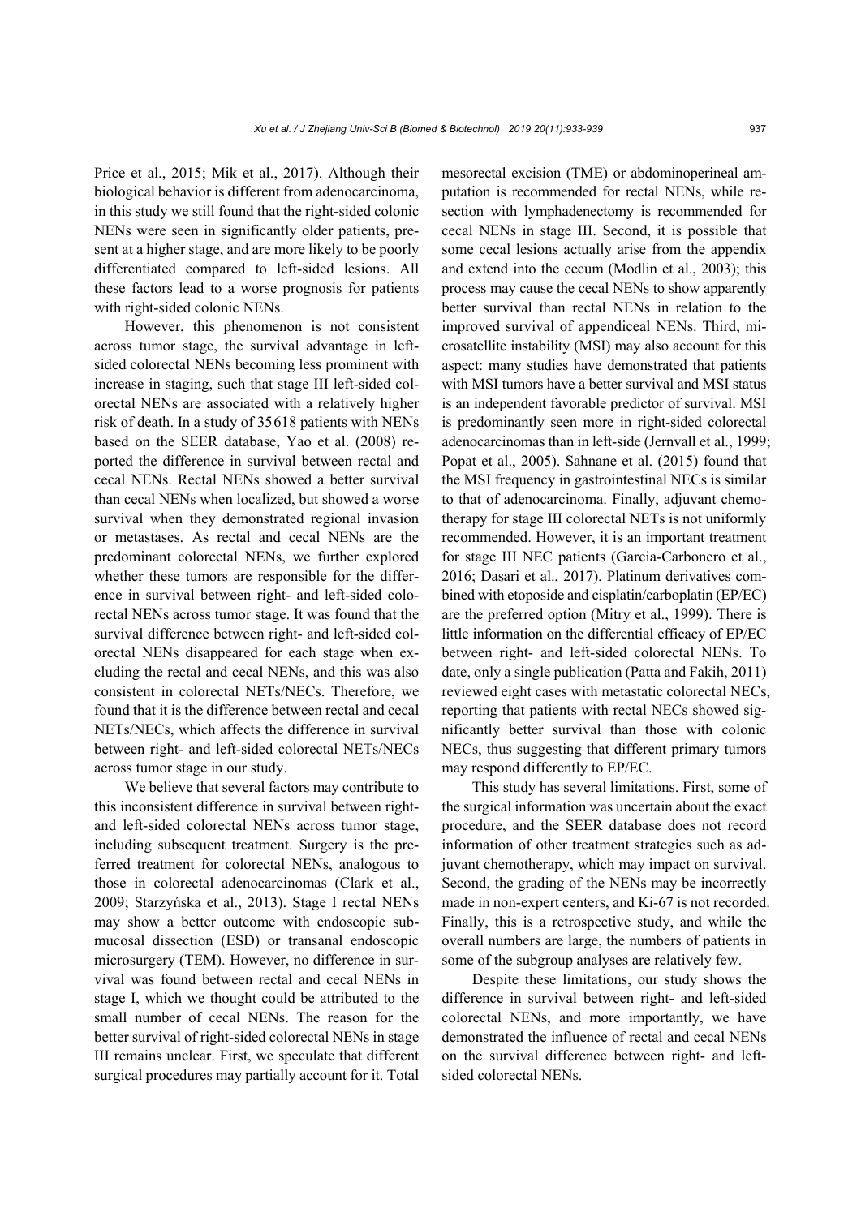Price et al., 2015; Mik et al., 2017). Although their biological behavior is different from adenocarcinoma, in this study we still found that the right-sided colonic NENs were seen in significantly older patients, present at a higher stage, and are more likely to be poorly differentiated compared to left-sided lesions. All these factors lead to a worse prognosis for patients with right-sided colonic NENs.

However, this phenomenon is not consistent across tumor stage, the survival advantage in left-sided colorectal NENs becoming less prominent with increase in staging, such that stage III left-sided colorectal NENs are associated with a relatively higher risk of death. In a study of 35618 patients with NENs based on the SEER database, Yao et al. (2008) reported the difference in survival between rectal and cecal NENs. Rectal NENs showed a better survival than cecal NENs when localized, but showed a worse survival when they demonstrated regional invasion or metastases. As rectal and cecal NENs are the predominant colorectal NENs, we further explored whether these tumors are responsible for the difference in survival between right- and left-sided colorectal NENs across tumor stage. It was found that the survival difference between right- and left-sided colorectal NENs disappeared for each stage when excluding the rectal and cecal NENs, and this was also consistent in colorectal NETs/NECs. Therefore, we found that it is the difference between rectal and cecal NETs/NECs, which affects the difference in survival between right- and left-sided colorectal NETs/NECs across tumor stage in our study.

We believe that several factors may contribute to this inconsistent difference in survival between right- and left-sided colorectal NENs across tumor stage, including subsequent treatment. Surgery is the preferred treatment for colorectal NENs, analogous to those in colorectal adenocarcinomas (Clark et al., 2009; Starzyńska et al., 2013). Stage I rectal NENs may show a better outcome with endoscopic submucosal dissection (ESD) or transanal endoscopic microsurgery (TEM). However, no difference in survival was found between rectal and cecal NENs in stage I, which we thought could be attributed to the small number of cecal NENs. The reason for the better survival of right-sided colorectal NENs in stage III remains unclear. First, we speculate that different surgical procedures may partially account for it. Total mesorectal excision (TME) or abdominoperineal amputation is recommended for rectal NENs, while resection with lymphadenectomy is recommended for cecal NENs in stage III. Second, it is possible that some cecal lesions actually arise from the appendix and extend into the cecum (Modlin et al., 2003); this process may cause the cecal NENs to show apparently better survival than rectal NENs in relation to the improved survival of appendiceal NENs. Third, microsatellite instability (MSI) may also account for this aspect: many studies have demonstrated that patients with MSI tumors have a better survival and MSI status is an independent favorable predictor of survival. MSI is predominantly seen more in right-sided colorectal adenocarcinomas than in left-side (Jernvall et al., 1999; Popat et al., 2005). Sahnane et al. (2015) found that the MSI frequency in gastrointestinal NECs is similar to that of adenocarcinoma. Finally, adjuvant chemotherapy for stage III colorectal NETs is not uniformly recommended. However, it is an important treatment for stage III NEC patients (Garcia-Carbonero et al., 2016; Dasari et al., 2017). Platinum derivatives combined with etoposide and cisplatin/carboplatin (EP/EC) are the preferred option (Mitry et al., 1999). There is little information on the differential efficacy of EP/EC between right- and left-sided colorectal NENs. To date, only a single publication (Patta and Fakih, 2011) reviewed eight cases with metastatic colorectal NECs, reporting that patients with rectal NECs showed significantly better survival than those with colonic NECs, thus suggesting that different primary tumors may respond differently to EP/EC.

This study has several limitations. First, some of the surgical information was uncertain about the exact procedure, and the SEER database does not record information of other treatment strategies such as adjuvant chemotherapy, which may impact on survival. Second, the grading of the NENs may be incorrectly made in non-expert centers, and Ki-67 is not recorded. Finally, this is a retrospective study, and while the overall numbers are large, the numbers of patients in some of the subgroup analyses are relatively few.

Despite these limitations, our study shows the difference in survival between right- and left-sided colorectal NENs, and more importantly, we have demonstrated the influence of rectal and cecal NENs on the survival difference between right- and left-sided colorectal NENs.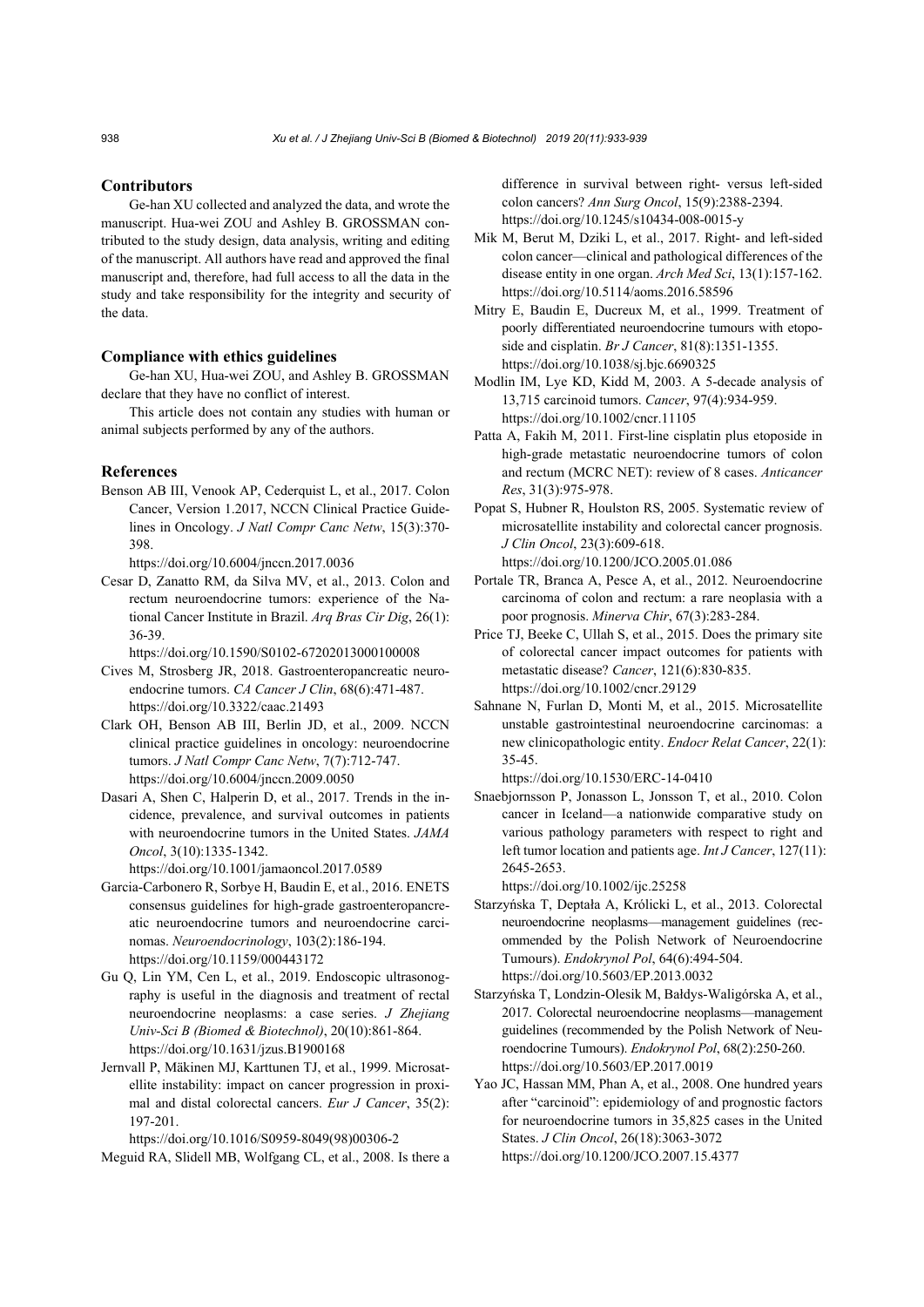## Contributors

Ge-han XU collected and analyzed the data, and wrote the manuscript. Hua-wei ZOU and Ashley B. GROSSMAN contributed to the study design, data analysis, writing and editing of the manuscript. All authors have read and approved the final manuscript and, therefore, had full access to all the data in the study and take responsibility for the integrity and security of the data.

## Compliance with ethics guidelines

Ge-han XU, Hua-wei ZOU, and Ashley B. GROSSMAN declare that they have no conflict of interest.

This article does not contain any studies with human or animal subjects performed by any of the authors.

## References

Benson AB III, Venook AP, Cederquist L, et al., 2017. Colon Cancer, Version 1.2017, NCCN Clinical Practice Guidelines in Oncology. *J Natl Compr Canc Netw*, 15(3):370-398. https://doi.org/10.6004/jnccn.2017.0036

Cesar D, Zanatto RM, da Silva MV, et al., 2013. Colon and rectum neuroendocrine tumors: experience of the National Cancer Institute in Brazil. *Arq Bras Cir Dig*, 26(1): 36-39. https://doi.org/10.1590/S0102-67202013000100008

Cives M, Strosberg JR, 2018. Gastroenteropancreatic neuroendocrine tumors. *CA Cancer J Clin*, 68(6):471-487. https://doi.org/10.3322/caac.21493

Clark OH, Benson AB III, Berlin JD, et al., 2009. NCCN clinical practice guidelines in oncology: neuroendocrine tumors. *J Natl Compr Canc Netw*, 7(7):712-747. https://doi.org/10.6004/jnccn.2009.0050

Dasari A, Shen C, Halperin D, et al., 2017. Trends in the incidence, prevalence, and survival outcomes in patients with neuroendocrine tumors in the United States. *JAMA Oncol*, 3(10):1335-1342. https://doi.org/10.1001/jamaoncol.2017.0589

Garcia-Carbonero R, Sorbye H, Baudin E, et al., 2016. ENETS consensus guidelines for high-grade gastroenteropancreatic neuroendocrine tumors and neuroendocrine carcinomas. *Neuroendocrinology*, 103(2):186-194. https://doi.org/10.1159/000443172

Gu Q, Lin YM, Cen L, et al., 2019. Endoscopic ultrasonography is useful in the diagnosis and treatment of rectal neuroendocrine neoplasms: a case series. *J Zhejiang Univ-Sci B (Biomed & Biotechnol)*, 20(10):861-864. https://doi.org/10.1631/jzus.B1900168

Jernvall P, Mäkinen MJ, Karttunen TJ, et al., 1999. Microsatellite instability: impact on cancer progression in proximal and distal colorectal cancers. *Eur J Cancer*, 35(2): 197-201. https://doi.org/10.1016/S0959-8049(98)00306-2

Meguid RA, Slidell MB, Wolfgang CL, et al., 2008. Is there a difference in survival between right- versus left-sided colon cancers? *Ann Surg Oncol*, 15(9):2388-2394. https://doi.org/10.1245/s10434-008-0015-y

Mik M, Berut M, Dziki L, et al., 2017. Right- and left-sided colon cancer—clinical and pathological differences of the disease entity in one organ. *Arch Med Sci*, 13(1):157-162. https://doi.org/10.5114/aoms.2016.58596

Mitry E, Baudin E, Ducreux M, et al., 1999. Treatment of poorly differentiated neuroendocrine tumours with etoposide and cisplatin. *Br J Cancer*, 81(8):1351-1355. https://doi.org/10.1038/sj.bjc.6690325

Modlin IM, Lye KD, Kidd M, 2003. A 5-decade analysis of 13,715 carcinoid tumors. *Cancer*, 97(4):934-959. https://doi.org/10.1002/cncr.11105

Patta A, Fakih M, 2011. First-line cisplatin plus etoposide in high-grade metastatic neuroendocrine tumors of colon and rectum (MCRC NET): review of 8 cases. *Anticancer Res*, 31(3):975-978.

Popat S, Hubner R, Houlston RS, 2005. Systematic review of microsatellite instability and colorectal cancer prognosis. *J Clin Oncol*, 23(3):609-618. https://doi.org/10.1200/JCO.2005.01.086

Portale TR, Branca A, Pesce A, et al., 2012. Neuroendocrine carcinoma of colon and rectum: a rare neoplasia with a poor prognosis. *Minerva Chir*, 67(3):283-284.

Price TJ, Beeke C, Ullah S, et al., 2015. Does the primary site of colorectal cancer impact outcomes for patients with metastatic disease? *Cancer*, 121(6):830-835. https://doi.org/10.1002/cncr.29129

Sahnane N, Furlan D, Monti M, et al., 2015. Microsatellite unstable gastrointestinal neuroendocrine carcinomas: a new clinicopathologic entity. *Endocr Relat Cancer*, 22(1): 35-45. https://doi.org/10.1530/ERC-14-0410

Snaebjornsson P, Jonasson L, Jonsson T, et al., 2010. Colon cancer in Iceland—a nationwide comparative study on various pathology parameters with respect to right and left tumor location and patients age. *Int J Cancer*, 127(11): 2645-2653. https://doi.org/10.1002/ijc.25258

Starzyńska T, Deptała A, Królicki L, et al., 2013. Colorectal neuroendocrine neoplasms—management guidelines (recommended by the Polish Network of Neuroendocrine Tumours). *Endokrynol Pol*, 64(6):494-504. https://doi.org/10.5603/EP.2013.0032

Starzyńska T, Londzin-Olesik M, Bałdys-Waligórska A, et al., 2017. Colorectal neuroendocrine neoplasms—management guidelines (recommended by the Polish Network of Neuroendocrine Tumours). *Endokrynol Pol*, 68(2):250-260. https://doi.org/10.5603/EP.2017.0019

Yao JC, Hassan MM, Phan A, et al., 2008. One hundred years after "carcinoid": epidemiology of and prognostic factors for neuroendocrine tumors in 35,825 cases in the United States. *J Clin Oncol*, 26(18):3063-3072 https://doi.org/10.1200/JCO.2007.15.4377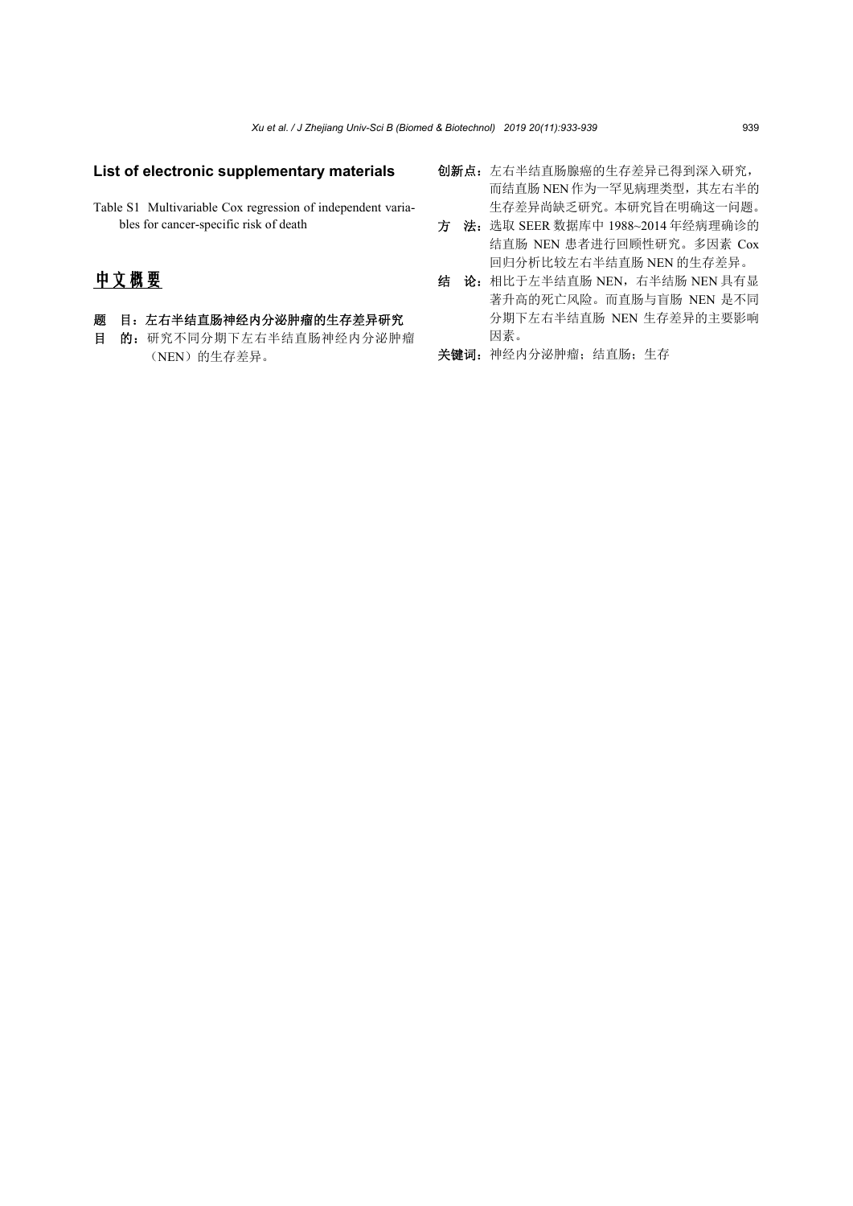## List of electronic supplementary materials

Table S1 Multivariable Cox regression of independent variables for cancer-specific risk of death

## 中文概要

**题　目：左右半结直肠神经内分泌肿瘤的生存差异研究**

**目　的：**研究不同分期下左右半结直肠神经内分泌肿瘤（NEN）的生存差异。

**创新点：**左右半结直肠腺癌的生存差异已得到深入研究，而结直肠 NEN 作为一罕见病理类型，其左右半的生存差异尚缺乏研究。本研究旨在明确这一问题。

**方　法：**选取 SEER 数据库中 1988~2014 年经病理确诊的结直肠 NEN 患者进行回顾性研究。多因素 Cox 回归分析比较左右半结直肠 NEN 的生存差异。

**结　论：**相比于左半结直肠 NEN，右半结肠 NEN 具有显著升高的死亡风险。而直肠与盲肠 NEN 是不同分期下左右半结直肠 NEN 生存差异的主要影响因素。

**关键词：**神经内分泌肿瘤；结直肠；生存